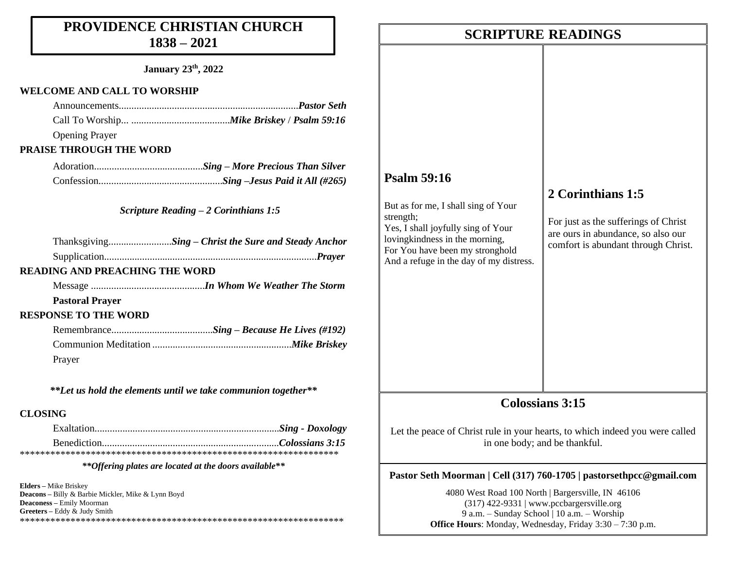# PROVIDENCE CHRISTIAN CHURCH 1838 – 2021

**January 23th, 2022**

## WELCOME AND CALL TO WORSHIP

Announcements......................................................................***Pastor Seth***

Call To Worship... .......................................***Mike Briskey / Psalm 59:16***

Opening Prayer

## PRAISE THROUGH THE WORD

Adoration...........................................***Sing – More Precious Than Silver***

Confession................................................***Sing –Jesus Paid it All (#265)***

***Scripture Reading – 2 Corinthians 1:5***

Thanksgiving.........................***Sing – Christ the Sure and Steady Anchor***

Supplication...................................................................................***Prayer***

## READING AND PREACHING THE WORD

Message .............................................***In Whom We Weather The Storm***

**Pastoral Prayer**

## RESPONSE TO THE WORD

Remembrance........................................***Sing – Because He Lives (#192)***

Communion Meditation .......................................................***Mike Briskey***

Prayer

***\*\*Let us hold the elements until we take communion together\*\****

## CLOSING

Exaltation........................................................................***Sing - Doxology***

Benediction.....................................................................***Colossians 3:15***

*****************************************************************

***\*\*Offering plates are located at the doors available\*\****

**Elders –** Mike Briskey
**Deacons –** Billy & Barbie Mickler, Mike & Lynn Boyd
**Deaconess –** Emily Moorman
**Greeters –** Eddy & Judy Smith

*****************************************************************

# SCRIPTURE READINGS

## Psalm 59:16

But as for me, I shall sing of Your strength;
Yes, I shall joyfully sing of Your lovingkindness in the morning,
For You have been my stronghold
And a refuge in the day of my distress.

## 2 Corinthians 1:5

For just as the sufferings of Christ are ours in abundance, so also our comfort is abundant through Christ.

## Colossians 3:15

Let the peace of Christ rule in your hearts, to which indeed you were called in one body; and be thankful.

**Pastor Seth Moorman | Cell (317) 760-1705 | pastorsethpcc@gmail.com**

4080 West Road 100 North | Bargersville, IN 46106
(317) 422-9331 | www.pccbargersville.org
9 a.m. – Sunday School | 10 a.m. – Worship
**Office Hours**: Monday, Wednesday, Friday 3:30 – 7:30 p.m.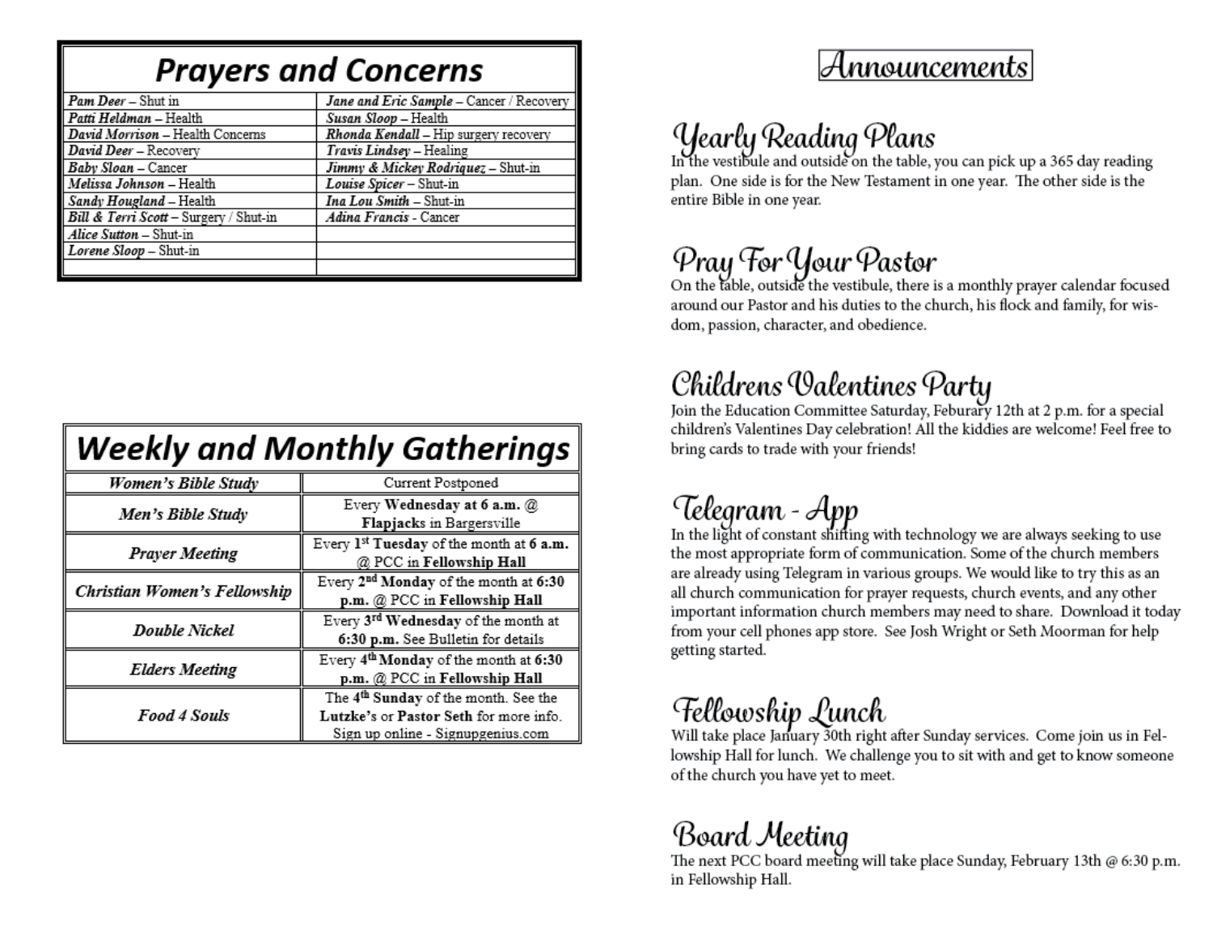# Prayers and Concerns

| | |
|---|---|
| ***Pam Deer*** – Shut in | ***Jane and Eric Sample*** – Cancer / Recovery |
| ***Patti Heldman*** – Health | ***Susan Sloop*** – Health |
| ***David Morrison*** – Health Concerns | ***Rhonda Kendall*** – Hip surgery recovery |
| ***David Deer*** – Recovery | ***Travis Lindsey*** – Healing |
| ***Baby Sloan*** – Cancer | ***Jimmy & Mickey Rodriquez*** – Shut-in |
| ***Melissa Johnson*** – Health | ***Louise Spicer*** – Shut-in |
| ***Sandy Hougland*** – Health | ***Ina Lou Smith*** – Shut-in |
| ***Bill & Terri Scott*** – Surgery / Shut-in | ***Adina Francis*** - Cancer |
| ***Alice Sutton*** – Shut-in | |
| ***Lorene Sloop*** – Shut-in | |
| | |

# Weekly and Monthly Gatherings

| | |
|---|---|
| ***Women's Bible Study*** | Current Postponed |
| ***Men's Bible Study*** | Every **Wednesday at 6 a.m.** @ **Flapjacks** in Bargersville |
| ***Prayer Meeting*** | Every **1st Tuesday** of the month at **6 a.m.** @ PCC in **Fellowship Hall** |
| ***Christian Women's Fellowship*** | Every **2nd Monday** of the month at **6:30 p.m.** @ PCC in **Fellowship Hall** |
| ***Double Nickel*** | Every **3rd Wednesday** of the month at **6:30 p.m.** See Bulletin for details |
| ***Elders Meeting*** | Every **4th Monday** of the month at **6:30 p.m.** @ PCC in **Fellowship Hall** |
| ***Food 4 Souls*** | The **4th Sunday** of the month. See the **Lutzke's** or **Pastor Seth** for more info. Sign up online - Signupgenius.com |

# Announcements

## Yearly Reading Plans

In the vestibule and outside on the table, you can pick up a 365 day reading plan. One side is for the New Testament in one year. The other side is the entire Bible in one year.

## Pray For Your Pastor

On the table, outside the vestibule, there is a monthly prayer calendar focused around our Pastor and his duties to the church, his flock and family, for wisdom, passion, character, and obedience.

## Childrens Valentines Party

Join the Education Committee Saturday, Feburary 12th at 2 p.m. for a special children's Valentines Day celebration! All the kiddies are welcome! Feel free to bring cards to trade with your friends!

## Telegram - App

In the light of constant shifting with technology we are always seeking to use the most appropriate form of communication. Some of the church members are already using Telegram in various groups. We would like to try this as an all church communication for prayer requests, church events, and any other important information church members may need to share. Download it today from your cell phones app store. See Josh Wright or Seth Moorman for help getting started.

## Fellowship Lunch

Will take place January 30th right after Sunday services. Come join us in Fellowship Hall for lunch. We challenge you to sit with and get to know someone of the church you have yet to meet.

## Board Meeting

The next PCC board meeting will take place Sunday, February 13th @ 6:30 p.m. in Fellowship Hall.